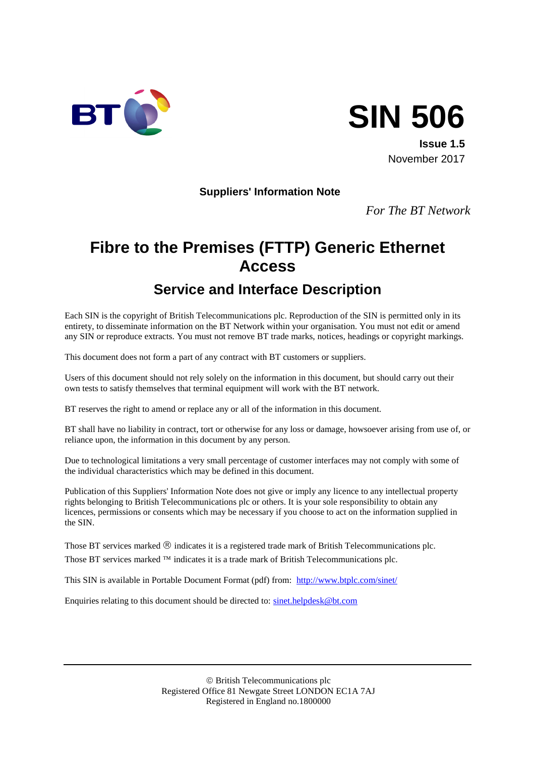# SIN 506

**Issue 1.5**
November 2017

**Suppliers' Information Note**

*For The BT Network*

# Fibre to the Premises (FTTP) Generic Ethernet Access

## Service and Interface Description

Each SIN is the copyright of British Telecommunications plc. Reproduction of the SIN is permitted only in its entirety, to disseminate information on the BT Network within your organisation. You must not edit or amend any SIN or reproduce extracts. You must not remove BT trade marks, notices, headings or copyright markings.

This document does not form a part of any contract with BT customers or suppliers.

Users of this document should not rely solely on the information in this document, but should carry out their own tests to satisfy themselves that terminal equipment will work with the BT network.

BT reserves the right to amend or replace any or all of the information in this document.

BT shall have no liability in contract, tort or otherwise for any loss or damage, howsoever arising from use of, or reliance upon, the information in this document by any person.

Due to technological limitations a very small percentage of customer interfaces may not comply with some of the individual characteristics which may be defined in this document.

Publication of this Suppliers' Information Note does not give or imply any licence to any intellectual property rights belonging to British Telecommunications plc or others. It is your sole responsibility to obtain any licences, permissions or consents which may be necessary if you choose to act on the information supplied in the SIN.

Those BT services marked ® indicates it is a registered trade mark of British Telecommunications plc.
Those BT services marked ™ indicates it is a trade mark of British Telecommunications plc.

This SIN is available in Portable Document Format (pdf) from: http://www.btplc.com/sinet/

Enquiries relating to this document should be directed to: sinet.helpdesk@bt.com

© British Telecommunications plc
Registered Office 81 Newgate Street LONDON EC1A 7AJ
Registered in England no.1800000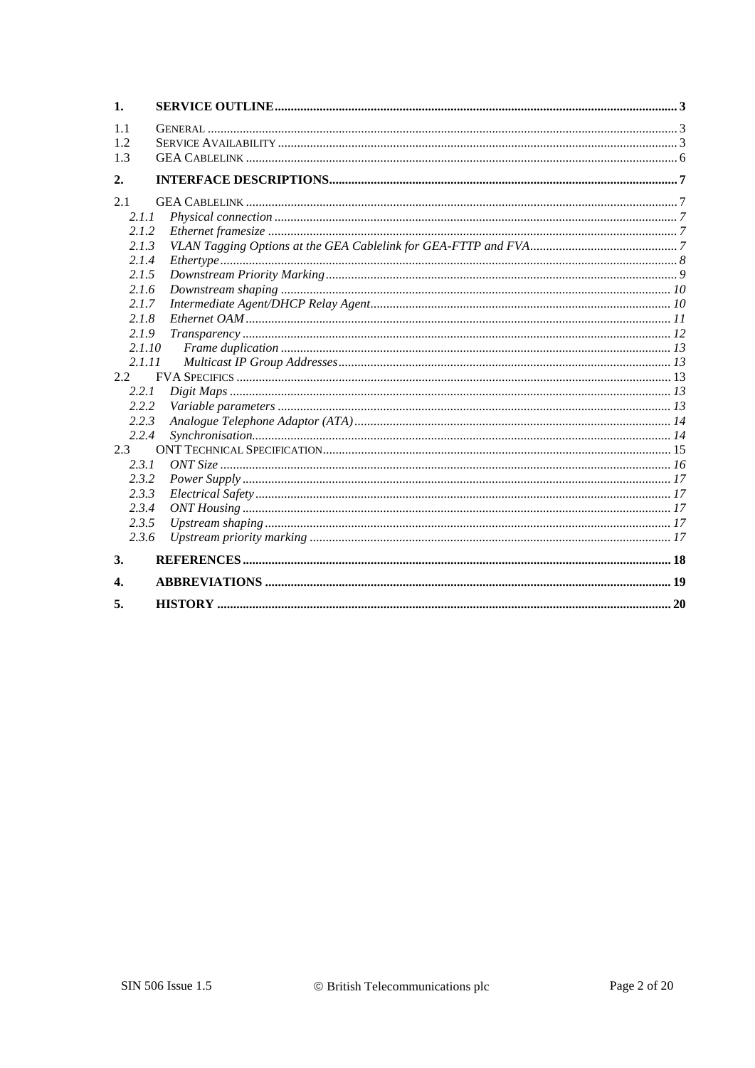1. **SERVICE OUTLINE** ... 3

1.1 GENERAL ... 3
1.2 SERVICE AVAILABILITY ... 3
1.3 GEA CABLELINK ... 6

2. **INTERFACE DESCRIPTIONS** ... 7

2.1 GEA CABLELINK ... 7
- *2.1.1 Physical connection* ... 7
- *2.1.2 Ethernet framesize* ... 7
- *2.1.3 VLAN Tagging Options at the GEA Cablelink for GEA-FTTP and FVA* ... 7
- *2.1.4 Ethertype* ... 8
- *2.1.5 Downstream Priority Marking* ... 9
- *2.1.6 Downstream shaping* ... 10
- *2.1.7 Intermediate Agent/DHCP Relay Agent* ... 10
- *2.1.8 Ethernet OAM* ... 11
- *2.1.9 Transparency* ... 12
- *2.1.10 Frame duplication* ... 13
- *2.1.11 Multicast IP Group Addresses* ... 13

2.2 FVA SPECIFICS ... 13
- *2.2.1 Digit Maps* ... 13
- *2.2.2 Variable parameters* ... 13
- *2.2.3 Analogue Telephone Adaptor (ATA)* ... 14
- *2.2.4 Synchronisation* ... 14

2.3 ONT TECHNICAL SPECIFICATION ... 15
- *2.3.1 ONT Size* ... 16
- *2.3.2 Power Supply* ... 17
- *2.3.3 Electrical Safety* ... 17
- *2.3.4 ONT Housing* ... 17
- *2.3.5 Upstream shaping* ... 17
- *2.3.6 Upstream priority marking* ... 17

3. **REFERENCES** ... 18

4. **ABBREVIATIONS** ... 19

5. **HISTORY** ... 20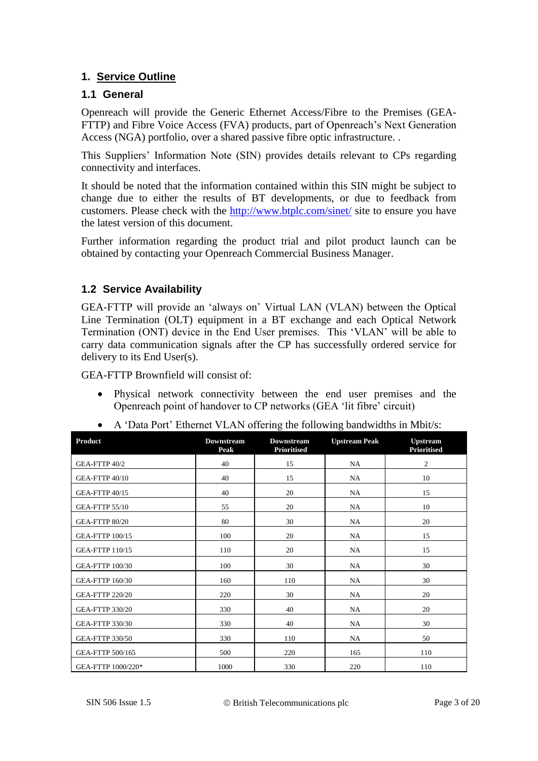## 1. Service Outline

### 1.1 General

Openreach will provide the Generic Ethernet Access/Fibre to the Premises (GEA-FTTP) and Fibre Voice Access (FVA) products, part of Openreach's Next Generation Access (NGA) portfolio, over a shared passive fibre optic infrastructure. .

This Suppliers' Information Note (SIN) provides details relevant to CPs regarding connectivity and interfaces.

It should be noted that the information contained within this SIN might be subject to change due to either the results of BT developments, or due to feedback from customers. Please check with the http://www.btplc.com/sinet/ site to ensure you have the latest version of this document.

Further information regarding the product trial and pilot product launch can be obtained by contacting your Openreach Commercial Business Manager.

### 1.2 Service Availability

GEA-FTTP will provide an 'always on' Virtual LAN (VLAN) between the Optical Line Termination (OLT) equipment in a BT exchange and each Optical Network Termination (ONT) device in the End User premises. This 'VLAN' will be able to carry data communication signals after the CP has successfully ordered service for delivery to its End User(s).

GEA-FTTP Brownfield will consist of:

- Physical network connectivity between the end user premises and the Openreach point of handover to CP networks (GEA 'lit fibre' circuit)
- A 'Data Port' Ethernet VLAN offering the following bandwidths in Mbit/s:

| Product | Downstream Peak | Downstream Prioritised | Upstream Peak | Upstream Prioritised |
|---|---|---|---|---|
| GEA-FTTP 40/2 | 40 | 15 | NA | 2 |
| GEA-FTTP 40/10 | 40 | 15 | NA | 10 |
| GEA-FTTP 40/15 | 40 | 20 | NA | 15 |
| GEA-FTTP 55/10 | 55 | 20 | NA | 10 |
| GEA-FTTP 80/20 | 80 | 30 | NA | 20 |
| GEA-FTTP 100/15 | 100 | 20 | NA | 15 |
| GEA-FTTP 110/15 | 110 | 20 | NA | 15 |
| GEA-FTTP 100/30 | 100 | 30 | NA | 30 |
| GEA-FTTP 160/30 | 160 | 110 | NA | 30 |
| GEA-FTTP 220/20 | 220 | 30 | NA | 20 |
| GEA-FTTP 330/20 | 330 | 40 | NA | 20 |
| GEA-FTTP 330/30 | 330 | 40 | NA | 30 |
| GEA-FTTP 330/50 | 330 | 110 | NA | 50 |
| GEA-FTTP 500/165 | 500 | 220 | 165 | 110 |
| GEA-FTTP 1000/220* | 1000 | 330 | 220 | 110 |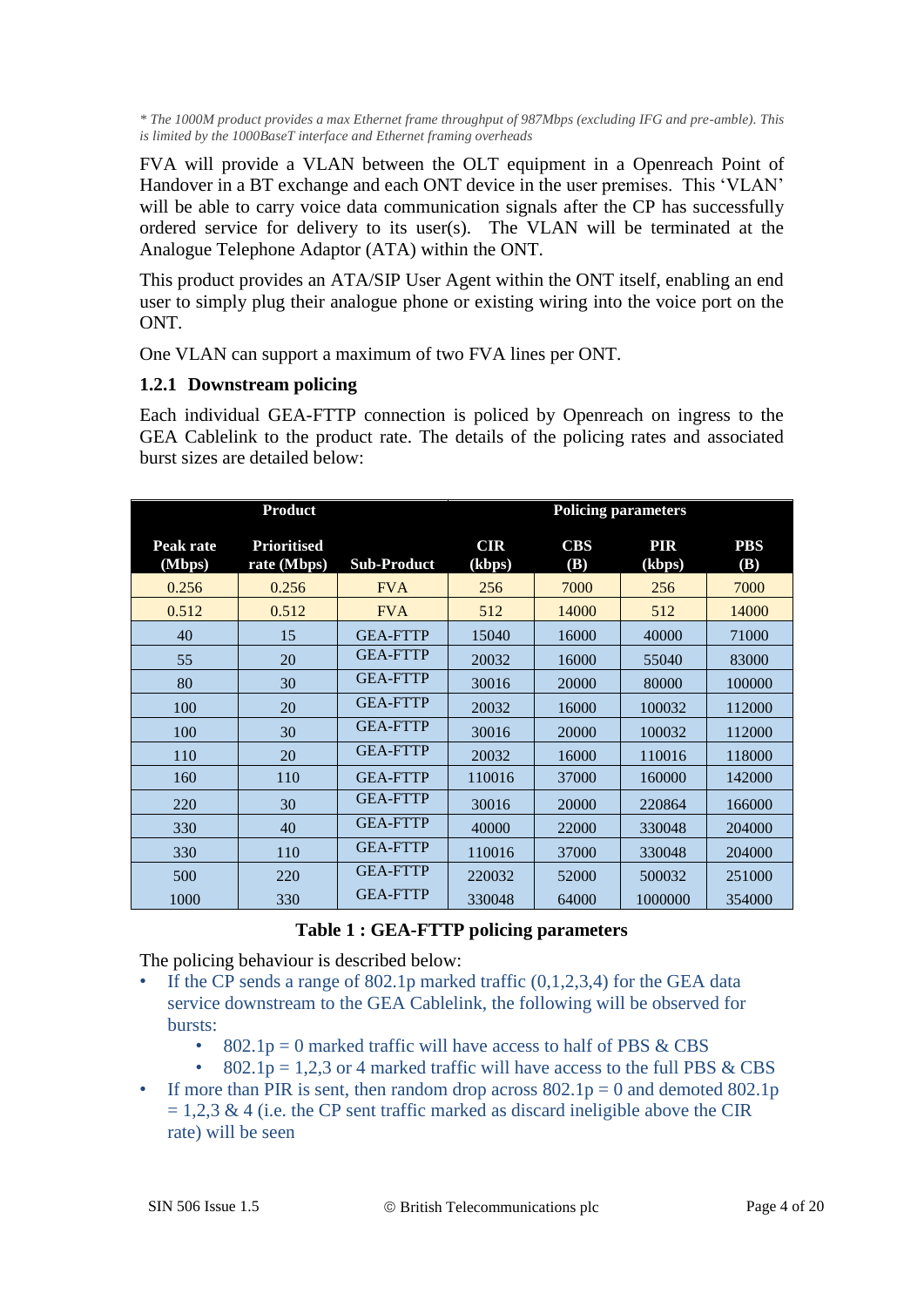*\* The 1000M product provides a max Ethernet frame throughput of 987Mbps (excluding IFG and pre-amble). This is limited by the 1000BaseT interface and Ethernet framing overheads*

FVA will provide a VLAN between the OLT equipment in a Openreach Point of Handover in a BT exchange and each ONT device in the user premises. This 'VLAN' will be able to carry voice data communication signals after the CP has successfully ordered service for delivery to its user(s). The VLAN will be terminated at the Analogue Telephone Adaptor (ATA) within the ONT.

This product provides an ATA/SIP User Agent within the ONT itself, enabling an end user to simply plug their analogue phone or existing wiring into the voice port on the ONT.

One VLAN can support a maximum of two FVA lines per ONT.

### 1.2.1 Downstream policing

Each individual GEA-FTTP connection is policed by Openreach on ingress to the GEA Cablelink to the product rate. The details of the policing rates and associated burst sizes are detailed below:

| Product | | | Policing parameters | | | |
|---|---|---|---|---|---|---|
| **Peak rate (Mbps)** | **Prioritised rate (Mbps)** | **Sub-Product** | **CIR (kbps)** | **CBS (B)** | **PIR (kbps)** | **PBS (B)** |
| 0.256 | 0.256 | FVA | 256 | 7000 | 256 | 7000 |
| 0.512 | 0.512 | FVA | 512 | 14000 | 512 | 14000 |
| 40 | 15 | GEA-FTTP | 15040 | 16000 | 40000 | 71000 |
| 55 | 20 | GEA-FTTP | 20032 | 16000 | 55040 | 83000 |
| 80 | 30 | GEA-FTTP | 30016 | 20000 | 80000 | 100000 |
| 100 | 20 | GEA-FTTP | 20032 | 16000 | 100032 | 112000 |
| 100 | 30 | GEA-FTTP | 30016 | 20000 | 100032 | 112000 |
| 110 | 20 | GEA-FTTP | 20032 | 16000 | 110016 | 118000 |
| 160 | 110 | GEA-FTTP | 110016 | 37000 | 160000 | 142000 |
| 220 | 30 | GEA-FTTP | 30016 | 20000 | 220864 | 166000 |
| 330 | 40 | GEA-FTTP | 40000 | 22000 | 330048 | 204000 |
| 330 | 110 | GEA-FTTP | 110016 | 37000 | 330048 | 204000 |
| 500 | 220 | GEA-FTTP | 220032 | 52000 | 500032 | 251000 |
| 1000 | 330 | GEA-FTTP | 330048 | 64000 | 1000000 | 354000 |

**Table 1 : GEA-FTTP policing parameters**

The policing behaviour is described below:

- If the CP sends a range of 802.1p marked traffic (0,1,2,3,4) for the GEA data service downstream to the GEA Cablelink, the following will be observed for bursts:
  - 802.1p = 0 marked traffic will have access to half of PBS & CBS
  - 802.1p = 1,2,3 or 4 marked traffic will have access to the full PBS & CBS
- If more than PIR is sent, then random drop across 802.1p = 0 and demoted 802.1p = 1,2,3 & 4 (i.e. the CP sent traffic marked as discard ineligible above the CIR rate) will be seen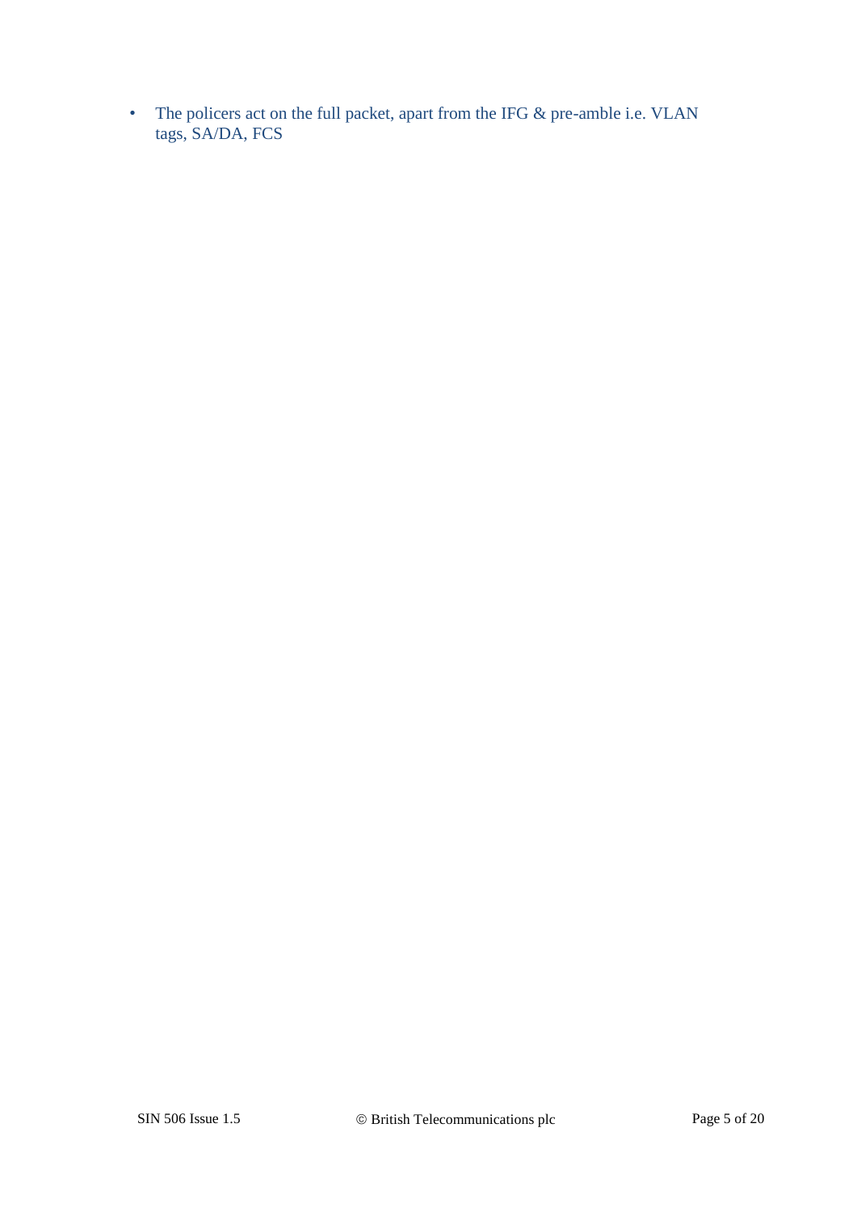- The policers act on the full packet, apart from the IFG & pre-amble i.e. VLAN tags, SA/DA, FCS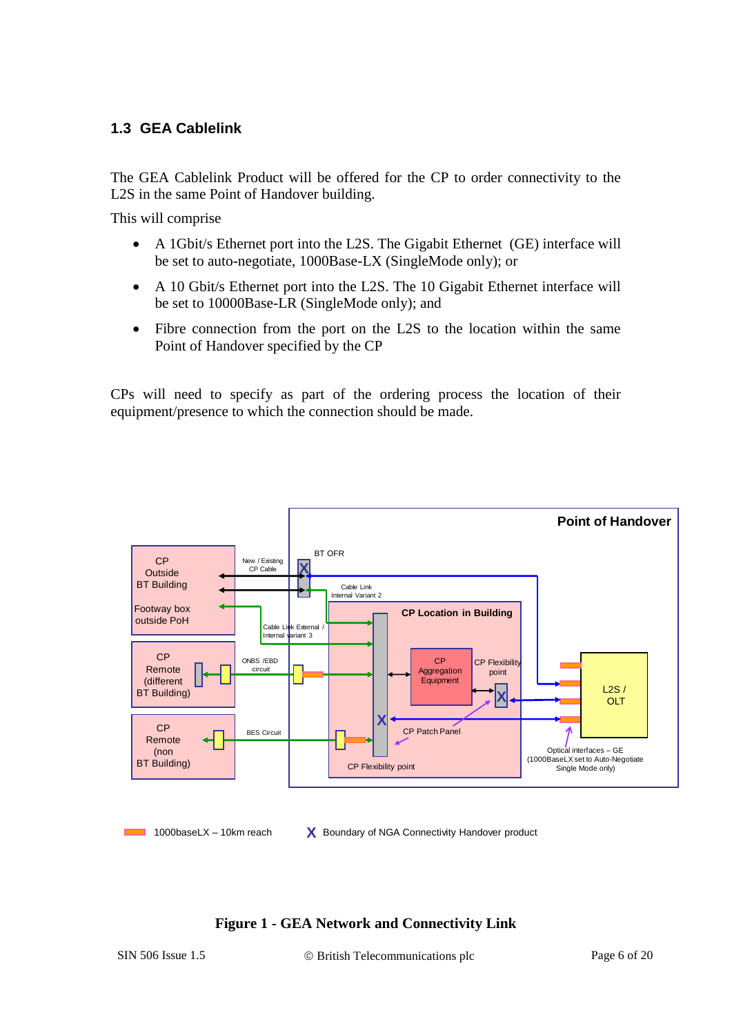## 1.3 GEA Cablelink

The GEA Cablelink Product will be offered for the CP to order connectivity to the L2S in the same Point of Handover building.

This will comprise

- A 1Gbit/s Ethernet port into the L2S. The Gigabit Ethernet (GE) interface will be set to auto-negotiate, 1000Base-LX (SingleMode only); or
- A 10 Gbit/s Ethernet port into the L2S. The 10 Gigabit Ethernet interface will be set to 10000Base-LR (SingleMode only); and
- Fibre connection from the port on the L2S to the location within the same Point of Handover specified by the CP

CPs will need to specify as part of the ordering process the location of their equipment/presence to which the connection should be made.

**Figure 1 - GEA Network and Connectivity Link**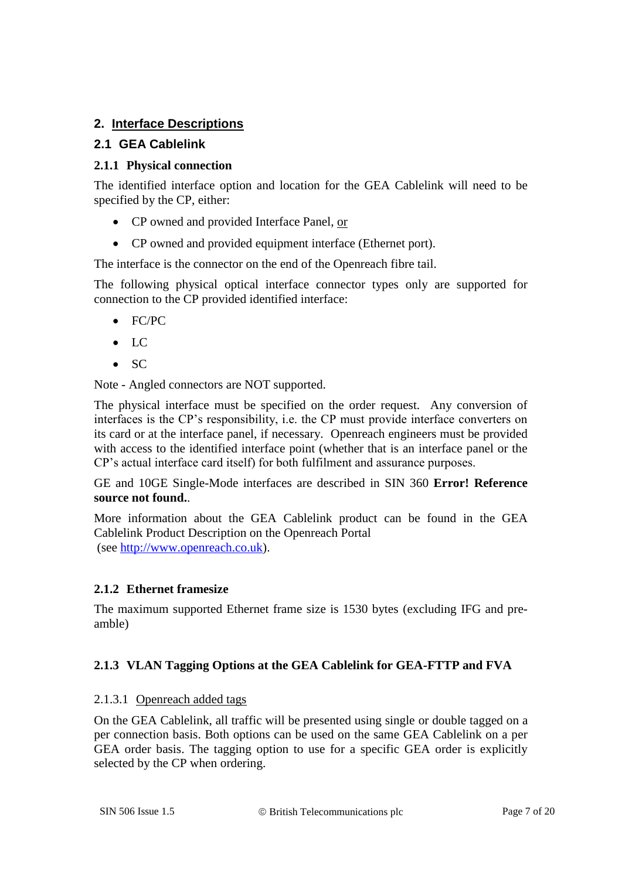# 2. Interface Descriptions

## 2.1 GEA Cablelink

### 2.1.1 Physical connection

The identified interface option and location for the GEA Cablelink will need to be specified by the CP, either:

- CP owned and provided Interface Panel, <u>or</u>
- CP owned and provided equipment interface (Ethernet port).

The interface is the connector on the end of the Openreach fibre tail.

The following physical optical interface connector types only are supported for connection to the CP provided identified interface:

- FC/PC
- LC
- SC

Note - Angled connectors are NOT supported.

The physical interface must be specified on the order request. Any conversion of interfaces is the CP's responsibility, i.e. the CP must provide interface converters on its card or at the interface panel, if necessary. Openreach engineers must be provided with access to the identified interface point (whether that is an interface panel or the CP's actual interface card itself) for both fulfilment and assurance purposes.

GE and 10GE Single-Mode interfaces are described in SIN 360 **Error! Reference source not found.**.

More information about the GEA Cablelink product can be found in the GEA Cablelink Product Description on the Openreach Portal (see http://www.openreach.co.uk).

### 2.1.2 Ethernet framesize

The maximum supported Ethernet frame size is 1530 bytes (excluding IFG and pre-amble)

### 2.1.3 VLAN Tagging Options at the GEA Cablelink for GEA-FTTP and FVA

#### 2.1.3.1 Openreach added tags

On the GEA Cablelink, all traffic will be presented using single or double tagged on a per connection basis. Both options can be used on the same GEA Cablelink on a per GEA order basis. The tagging option to use for a specific GEA order is explicitly selected by the CP when ordering.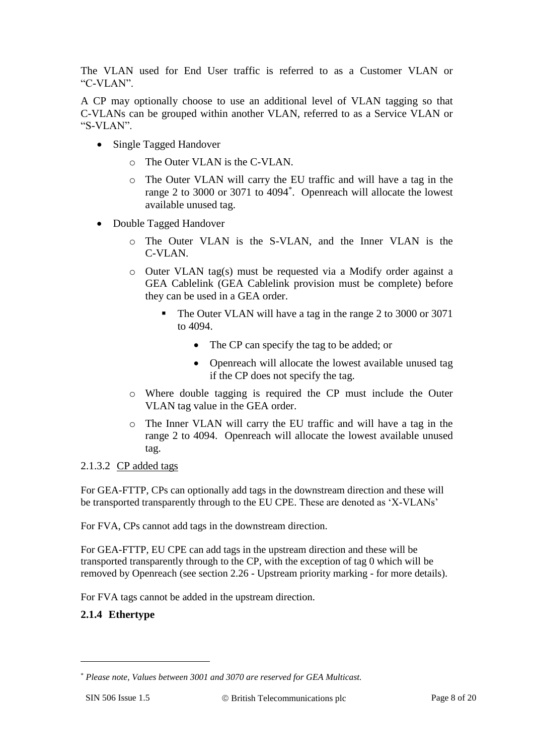The VLAN used for End User traffic is referred to as a Customer VLAN or "C-VLAN".

A CP may optionally choose to use an additional level of VLAN tagging so that C-VLANs can be grouped within another VLAN, referred to as a Service VLAN or "S-VLAN".

- Single Tagged Handover
  - The Outer VLAN is the C-VLAN.
  - The Outer VLAN will carry the EU traffic and will have a tag in the range 2 to 3000 or 3071 to 4094*. Openreach will allocate the lowest available unused tag.
- Double Tagged Handover
  - The Outer VLAN is the S-VLAN, and the Inner VLAN is the C-VLAN.
  - Outer VLAN tag(s) must be requested via a Modify order against a GEA Cablelink (GEA Cablelink provision must be complete) before they can be used in a GEA order.
    - The Outer VLAN will have a tag in the range 2 to 3000 or 3071 to 4094.
      - The CP can specify the tag to be added; or
      - Openreach will allocate the lowest available unused tag if the CP does not specify the tag.
  - Where double tagging is required the CP must include the Outer VLAN tag value in the GEA order.
  - The Inner VLAN will carry the EU traffic and will have a tag in the range 2 to 4094. Openreach will allocate the lowest available unused tag.

#### 2.1.3.2 CP added tags

For GEA-FTTP, CPs can optionally add tags in the downstream direction and these will be transported transparently through to the EU CPE. These are denoted as 'X-VLANs'

For FVA, CPs cannot add tags in the downstream direction.

For GEA-FTTP, EU CPE can add tags in the upstream direction and these will be transported transparently through to the CP, with the exception of tag 0 which will be removed by Openreach (see section 2.26 - Upstream priority marking - for more details).

For FVA tags cannot be added in the upstream direction.

### 2.1.4 Ethertype

---

* *Please note, Values between 3001 and 3070 are reserved for GEA Multicast.*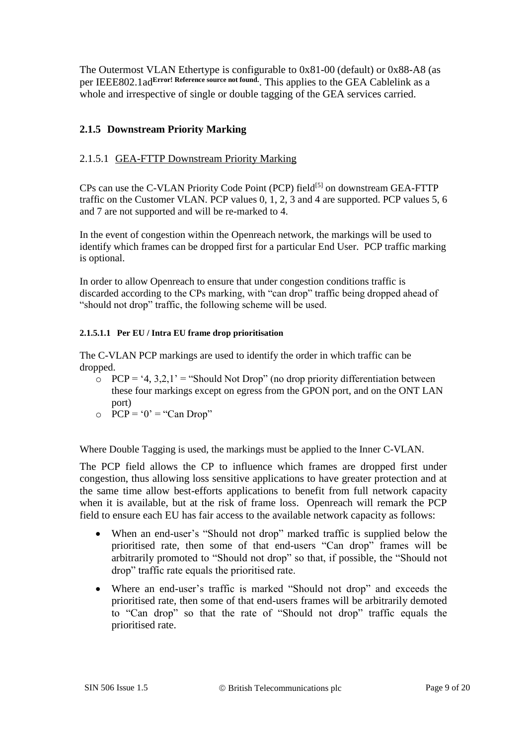The Outermost VLAN Ethertype is configurable to 0x81-00 (default) or 0x88-A8 (as per IEEE802.1ad**Error! Reference source not found.**. This applies to the GEA Cablelink as a whole and irrespective of single or double tagging of the GEA services carried.

### 2.1.5 Downstream Priority Marking

#### 2.1.5.1 GEA-FTTP Downstream Priority Marking

CPs can use the C-VLAN Priority Code Point (PCP) field[5] on downstream GEA-FTTP traffic on the Customer VLAN. PCP values 0, 1, 2, 3 and 4 are supported. PCP values 5, 6 and 7 are not supported and will be re-marked to 4.

In the event of congestion within the Openreach network, the markings will be used to identify which frames can be dropped first for a particular End User. PCP traffic marking is optional.

In order to allow Openreach to ensure that under congestion conditions traffic is discarded according to the CPs marking, with "can drop" traffic being dropped ahead of "should not drop" traffic, the following scheme will be used.

##### 2.1.5.1.1 Per EU / Intra EU frame drop prioritisation

The C-VLAN PCP markings are used to identify the order in which traffic can be dropped.

- PCP = '4, 3,2,1' = "Should Not Drop" (no drop priority differentiation between these four markings except on egress from the GPON port, and on the ONT LAN port)
- PCP = '0' = "Can Drop"

Where Double Tagging is used, the markings must be applied to the Inner C-VLAN.

The PCP field allows the CP to influence which frames are dropped first under congestion, thus allowing loss sensitive applications to have greater protection and at the same time allow best-efforts applications to benefit from full network capacity when it is available, but at the risk of frame loss. Openreach will remark the PCP field to ensure each EU has fair access to the available network capacity as follows:

- When an end-user's "Should not drop" marked traffic is supplied below the prioritised rate, then some of that end-users "Can drop" frames will be arbitrarily promoted to "Should not drop" so that, if possible, the "Should not drop" traffic rate equals the prioritised rate.
- Where an end-user's traffic is marked "Should not drop" and exceeds the prioritised rate, then some of that end-users frames will be arbitrarily demoted to "Can drop" so that the rate of "Should not drop" traffic equals the prioritised rate.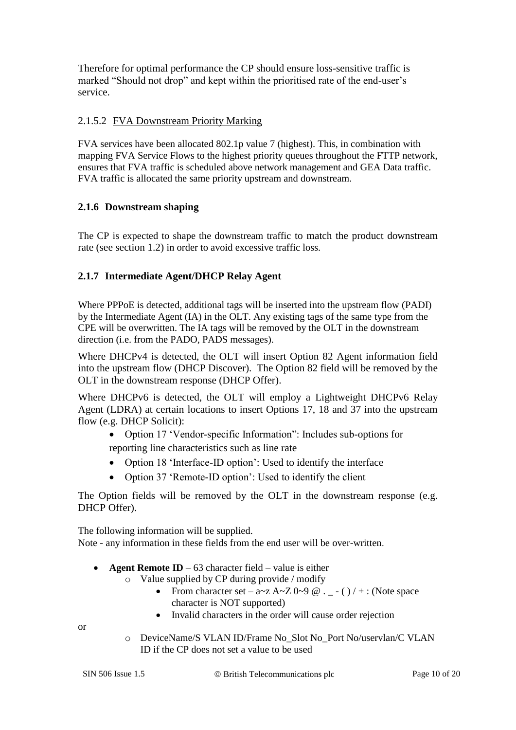Therefore for optimal performance the CP should ensure loss-sensitive traffic is marked "Should not drop" and kept within the prioritised rate of the end-user's service.

#### 2.1.5.2 FVA Downstream Priority Marking

FVA services have been allocated 802.1p value 7 (highest). This, in combination with mapping FVA Service Flows to the highest priority queues throughout the FTTP network, ensures that FVA traffic is scheduled above network management and GEA Data traffic. FVA traffic is allocated the same priority upstream and downstream.

### 2.1.6 Downstream shaping

The CP is expected to shape the downstream traffic to match the product downstream rate (see section 1.2) in order to avoid excessive traffic loss.

### 2.1.7 Intermediate Agent/DHCP Relay Agent

Where PPPoE is detected, additional tags will be inserted into the upstream flow (PADI) by the Intermediate Agent (IA) in the OLT. Any existing tags of the same type from the CPE will be overwritten. The IA tags will be removed by the OLT in the downstream direction (i.e. from the PADO, PADS messages).

Where DHCPv4 is detected, the OLT will insert Option 82 Agent information field into the upstream flow (DHCP Discover). The Option 82 field will be removed by the OLT in the downstream response (DHCP Offer).

Where DHCPv6 is detected, the OLT will employ a Lightweight DHCPv6 Relay Agent (LDRA) at certain locations to insert Options 17, 18 and 37 into the upstream flow (e.g. DHCP Solicit):

- Option 17 'Vendor-specific Information": Includes sub-options for reporting line characteristics such as line rate
- Option 18 'Interface-ID option': Used to identify the interface
- Option 37 'Remote-ID option': Used to identify the client

The Option fields will be removed by the OLT in the downstream response (e.g. DHCP Offer).

The following information will be supplied.
Note - any information in these fields from the end user will be over-written.

- **Agent Remote ID** – 63 character field – value is either
  - Value supplied by CP during provide / modify
    - From character set – a~z A~Z 0~9 @ . _ - ( ) / + : (Note space character is NOT supported)
    - Invalid characters in the order will cause order rejection

or

  - DeviceName/S VLAN ID/Frame No_Slot No_Port No/uservlan/C VLAN ID if the CP does not set a value to be used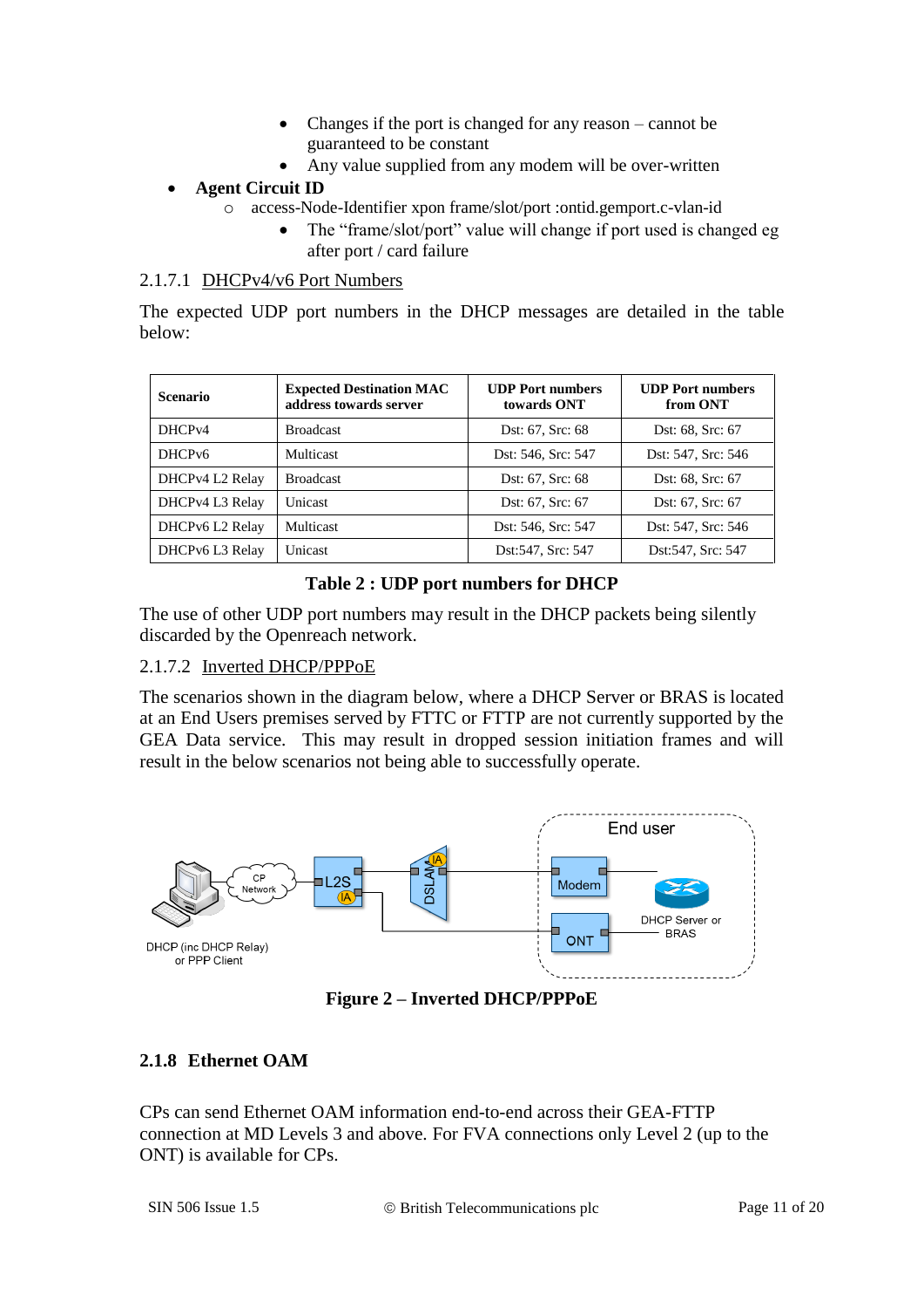- Changes if the port is changed for any reason – cannot be guaranteed to be constant
  - Any value supplied from any modem will be over-written

- **Agent Circuit ID**
  - access-Node-Identifier xpon frame/slot/port :ontid.gemport.c-vlan-id
    - The "frame/slot/port" value will change if port used is changed eg after port / card failure

#### 2.1.7.1 DHCPv4/v6 Port Numbers

The expected UDP port numbers in the DHCP messages are detailed in the table below:

| Scenario | Expected Destination MAC address towards server | UDP Port numbers towards ONT | UDP Port numbers from ONT |
|---|---|---|---|
| DHCPv4 | Broadcast | Dst: 67, Src: 68 | Dst: 68, Src: 67 |
| DHCPv6 | Multicast | Dst: 546, Src: 547 | Dst: 547, Src: 546 |
| DHCPv4 L2 Relay | Broadcast | Dst: 67, Src: 68 | Dst: 68, Src: 67 |
| DHCPv4 L3 Relay | Unicast | Dst: 67, Src: 67 | Dst: 67, Src: 67 |
| DHCPv6 L2 Relay | Multicast | Dst: 546, Src: 547 | Dst: 547, Src: 546 |
| DHCPv6 L3 Relay | Unicast | Dst:547, Src: 547 | Dst:547, Src: 547 |

**Table 2 : UDP port numbers for DHCP**

The use of other UDP port numbers may result in the DHCP packets being silently discarded by the Openreach network.

#### 2.1.7.2 Inverted DHCP/PPPoE

The scenarios shown in the diagram below, where a DHCP Server or BRAS is located at an End Users premises served by FTTC or FTTP are not currently supported by the GEA Data service. This may result in dropped session initiation frames and will result in the below scenarios not being able to successfully operate.

**Figure 2 – Inverted DHCP/PPPoE**

### 2.1.8 Ethernet OAM

CPs can send Ethernet OAM information end-to-end across their GEA-FTTP connection at MD Levels 3 and above. For FVA connections only Level 2 (up to the ONT) is available for CPs.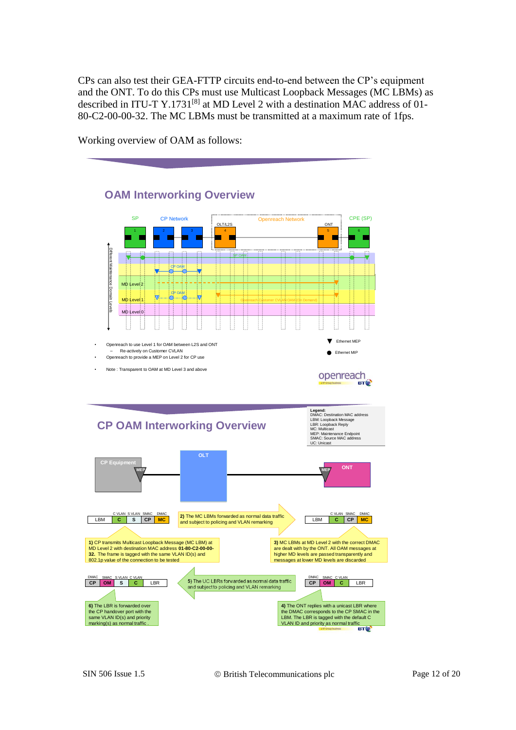CPs can also test their GEA-FTTP circuits end-to-end between the CP's equipment and the ONT. To do this CPs must use Multicast Loopback Messages (MC LBMs) as described in ITU-T Y.1731[8] at MD Level 2 with a destination MAC address of 01-80-C2-00-00-32. The MC LBMs must be transmitted at a maximum rate of 1fps.

Working overview of OAM as follows:

## OAM Interworking Overview

SP | CP Network | Openreach Network (OLT/L2S, ONT) | CPE (SP)

1 | 2 | 3 | 4 | 5 | 6

SP OAM

CP OAM

MD Level 2

CP OAM

MD Level 1 — Openreach Customer CVLAN OAM (On Demand)

MD Level 0

Different Maintenance Domain Levels

- Openreach to use Level 1 for OAM between L2S and ONT
  - Re-actively on Customer CVLAN
- Openreach to provide a MEP on Level 2 for CP use
- Note : Transparent to OAM at MD Level 3 and above

▼ Ethernet MEP

● Ethernet MIP

## CP OAM Interworking Overview

**Legend:**
DMAC: Destination MAC address
LBM: Loopback Message
LBR: Loopback Reply
MC: Multicast
MEP: Maintenance Endpoint
SMAC: Source MAC address
UC: Unicast

CP Equipment (MEP) — OLT — ONT (MEP)

| LBM | C VLAN | S VLAN | SMAC | DMAC |
|---|---|---|---|---|
| LBM | C | S | CP | MC |

**1)** CP transmits Multicast Loopback Message (MC LBM) at MD Level 2 with destination MAC address **01-80-C2-00-00-32.** The frame is tagged with the same VLAN ID(s) and 802.1p value of the connection to be tested

**2)** The MC LBMs forwarded as normal data traffic and subject to policing and VLAN remarking

| LBM | C VLAN | SMAC | DMAC |
|---|---|---|---|
| LBM | C | CP | MC |

**3)** MC LBMs at MD Level 2 with the correct DMAC are dealt with by the ONT. All OAM messages at higher MD levels are passed transparently and messages at lower MD levels are discarded

| DMAC | SMAC | C VLAN | LBR |
|---|---|---|---|
| CP | OM | C | LBR |

**4)** The ONT replies with a unicast LBR where the DMAC corresponds to the CP SMAC in the LBM. The LBR is tagged with the default C VLAN ID and priority as normal traffic

**5)** The UC LBRs forwarded as normal data traffic and subject to policing and VLAN remarking

| DMAC | SMAC | S VLAN | C VLAN | LBR |
|---|---|---|---|---|
| CP | OM | S | C | LBR |

**6)** The LBR is forwarded over the CP handover port with the same VLAN ID(s) and priority marking(s) as normal traffic .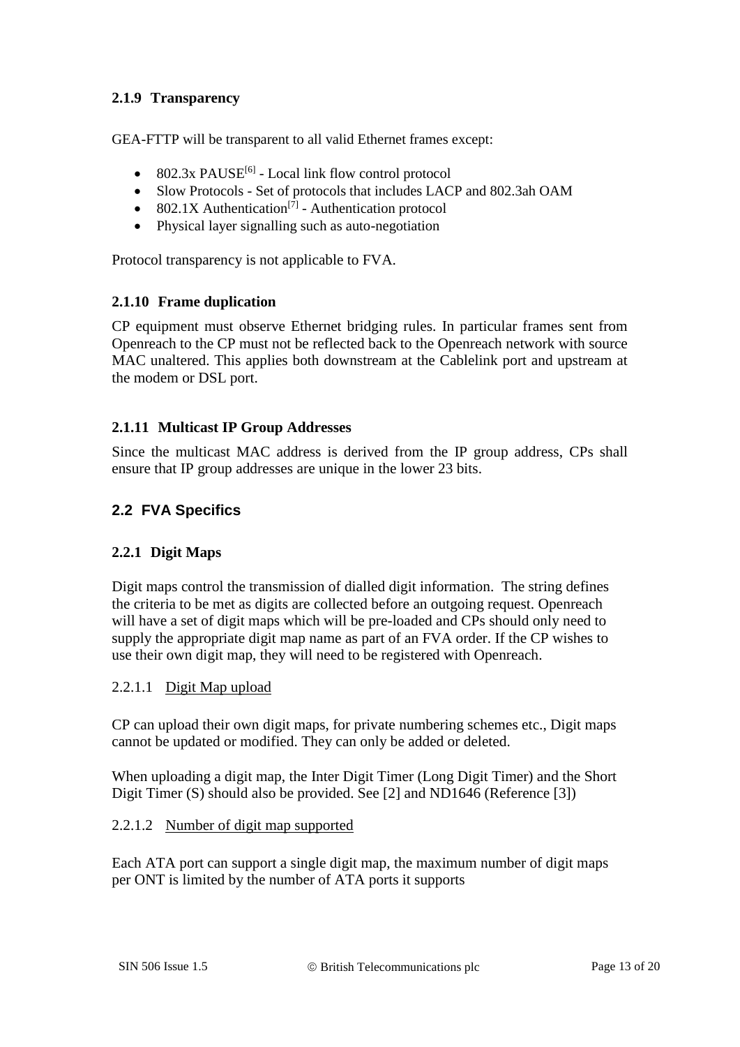### 2.1.9 Transparency

GEA-FTTP will be transparent to all valid Ethernet frames except:

- 802.3x PAUSE[6] - Local link flow control protocol
- Slow Protocols - Set of protocols that includes LACP and 802.3ah OAM
- 802.1X Authentication[7] - Authentication protocol
- Physical layer signalling such as auto-negotiation

Protocol transparency is not applicable to FVA.

### 2.1.10 Frame duplication

CP equipment must observe Ethernet bridging rules. In particular frames sent from Openreach to the CP must not be reflected back to the Openreach network with source MAC unaltered. This applies both downstream at the Cablelink port and upstream at the modem or DSL port.

### 2.1.11 Multicast IP Group Addresses

Since the multicast MAC address is derived from the IP group address, CPs shall ensure that IP group addresses are unique in the lower 23 bits.

## 2.2 FVA Specifics

### 2.2.1 Digit Maps

Digit maps control the transmission of dialled digit information. The string defines the criteria to be met as digits are collected before an outgoing request. Openreach will have a set of digit maps which will be pre-loaded and CPs should only need to supply the appropriate digit map name as part of an FVA order. If the CP wishes to use their own digit map, they will need to be registered with Openreach.

#### 2.2.1.1 Digit Map upload

CP can upload their own digit maps, for private numbering schemes etc., Digit maps cannot be updated or modified. They can only be added or deleted.

When uploading a digit map, the Inter Digit Timer (Long Digit Timer) and the Short Digit Timer (S) should also be provided. See [2] and ND1646 (Reference [3])

#### 2.2.1.2 Number of digit map supported

Each ATA port can support a single digit map, the maximum number of digit maps per ONT is limited by the number of ATA ports it supports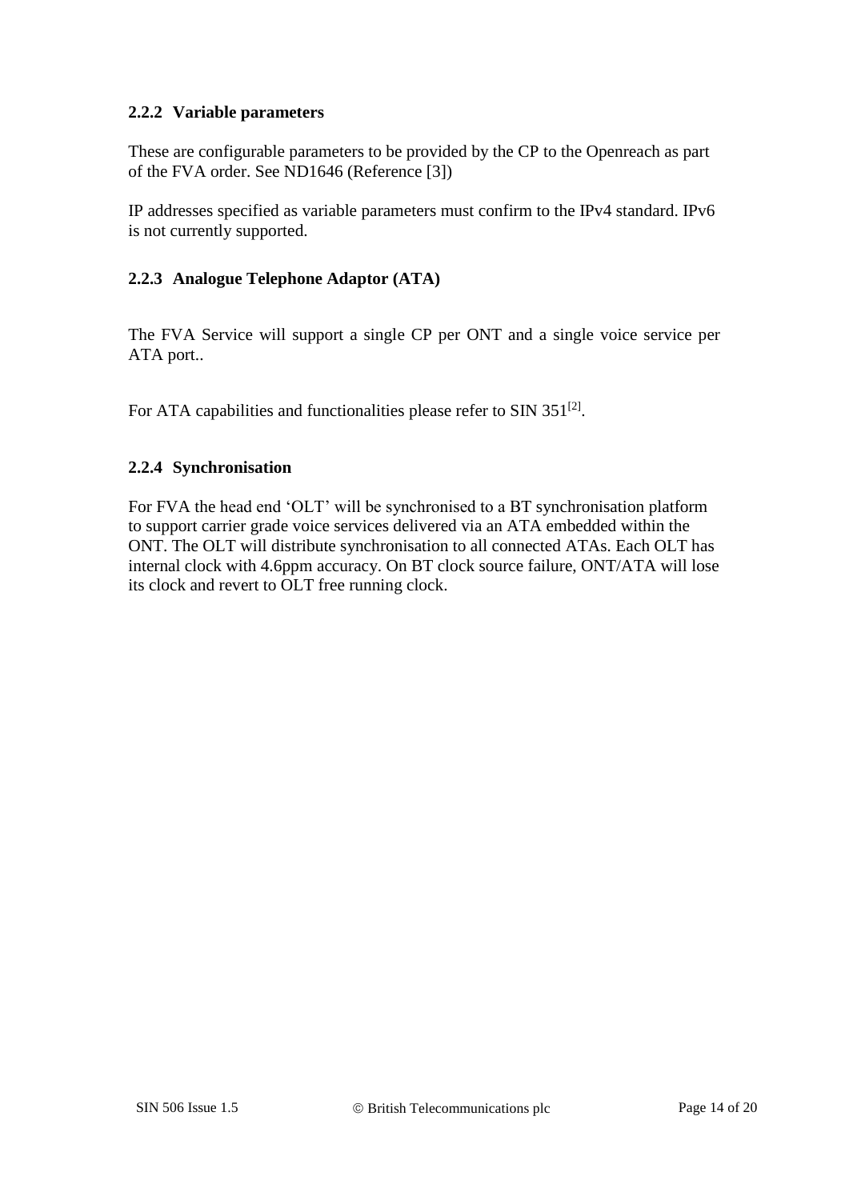### 2.2.2 Variable parameters

These are configurable parameters to be provided by the CP to the Openreach as part of the FVA order. See ND1646 (Reference [3])

IP addresses specified as variable parameters must confirm to the IPv4 standard. IPv6 is not currently supported.

### 2.2.3 Analogue Telephone Adaptor (ATA)

The FVA Service will support a single CP per ONT and a single voice service per ATA port..

For ATA capabilities and functionalities please refer to SIN 351[2].

### 2.2.4 Synchronisation

For FVA the head end 'OLT' will be synchronised to a BT synchronisation platform to support carrier grade voice services delivered via an ATA embedded within the ONT. The OLT will distribute synchronisation to all connected ATAs. Each OLT has internal clock with 4.6ppm accuracy. On BT clock source failure, ONT/ATA will lose its clock and revert to OLT free running clock.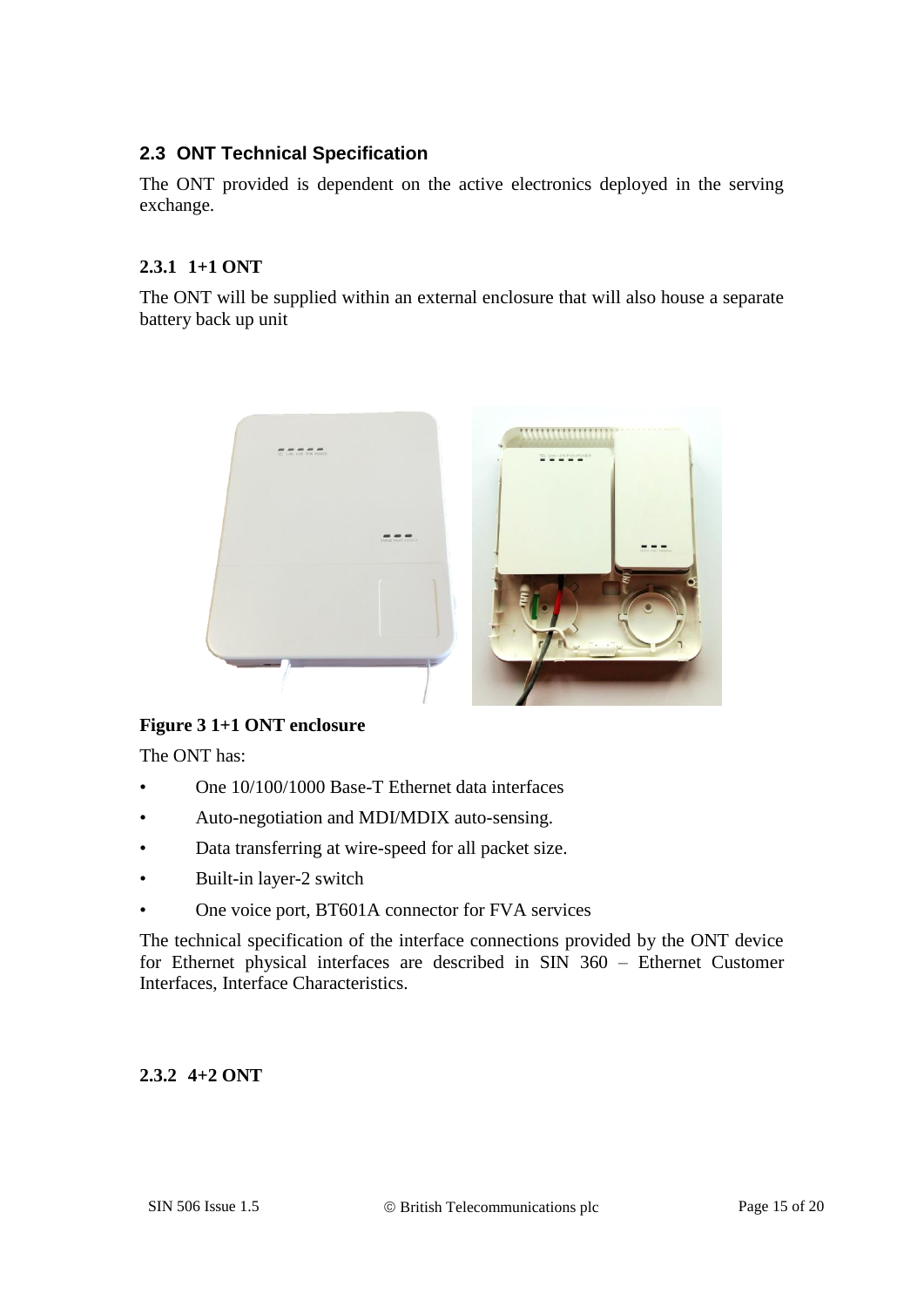## 2.3 ONT Technical Specification

The ONT provided is dependent on the active electronics deployed in the serving exchange.

### 2.3.1 1+1 ONT

The ONT will be supplied within an external enclosure that will also house a separate battery back up unit

**Figure 3 1+1 ONT enclosure**

The ONT has:

- One 10/100/1000 Base-T Ethernet data interfaces
- Auto-negotiation and MDI/MDIX auto-sensing.
- Data transferring at wire-speed for all packet size.
- Built-in layer-2 switch
- One voice port, BT601A connector for FVA services

The technical specification of the interface connections provided by the ONT device for Ethernet physical interfaces are described in SIN 360 – Ethernet Customer Interfaces, Interface Characteristics.

### 2.3.2 4+2 ONT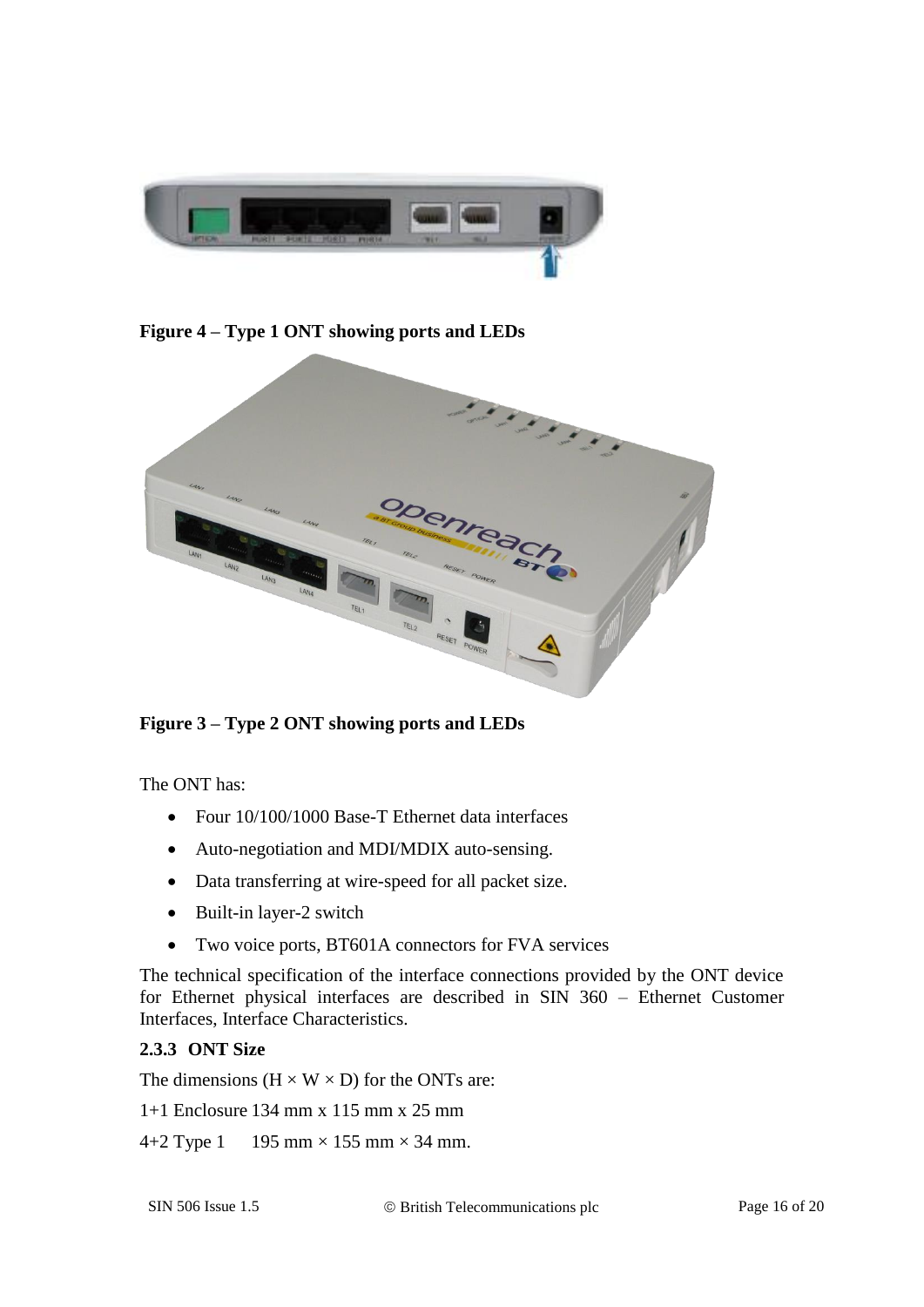**Figure 4 – Type 1 ONT showing ports and LEDs**

**Figure 3 – Type 2 ONT showing ports and LEDs**

The ONT has:

- Four 10/100/1000 Base-T Ethernet data interfaces
- Auto-negotiation and MDI/MDIX auto-sensing.
- Data transferring at wire-speed for all packet size.
- Built-in layer-2 switch
- Two voice ports, BT601A connectors for FVA services

The technical specification of the interface connections provided by the ONT device for Ethernet physical interfaces are described in SIN 360 – Ethernet Customer Interfaces, Interface Characteristics.

### 2.3.3 ONT Size

The dimensions (H × W × D) for the ONTs are:

1+1 Enclosure 134 mm x 115 mm x 25 mm

4+2 Type 1 195 mm × 155 mm × 34 mm.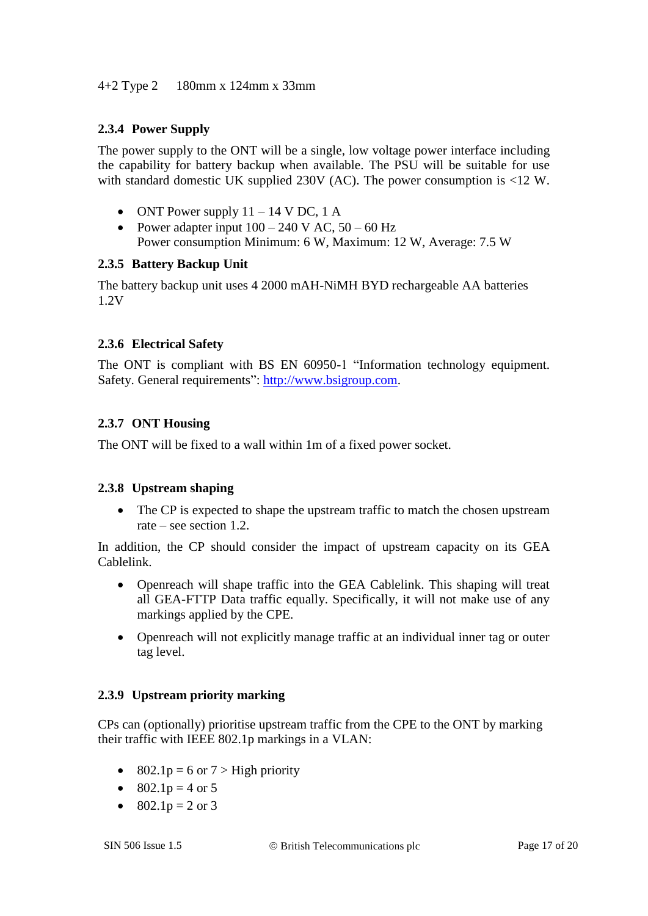4+2 Type 2    180mm x 124mm x 33mm

### 2.3.4 Power Supply

The power supply to the ONT will be a single, low voltage power interface including the capability for battery backup when available. The PSU will be suitable for use with standard domestic UK supplied 230V (AC). The power consumption is <12 W.

- ONT Power supply 11 – 14 V DC, 1 A
- Power adapter input 100 – 240 V AC, 50 – 60 Hz
  Power consumption Minimum: 6 W, Maximum: 12 W, Average: 7.5 W

### 2.3.5 Battery Backup Unit

The battery backup unit uses 4 2000 mAH-NiMH BYD rechargeable AA batteries 1.2V

### 2.3.6 Electrical Safety

The ONT is compliant with BS EN 60950-1 "Information technology equipment. Safety. General requirements": http://www.bsigroup.com.

### 2.3.7 ONT Housing

The ONT will be fixed to a wall within 1m of a fixed power socket.

### 2.3.8 Upstream shaping

- The CP is expected to shape the upstream traffic to match the chosen upstream rate – see section 1.2.

In addition, the CP should consider the impact of upstream capacity on its GEA Cablelink.

- Openreach will shape traffic into the GEA Cablelink. This shaping will treat all GEA-FTTP Data traffic equally. Specifically, it will not make use of any markings applied by the CPE.
- Openreach will not explicitly manage traffic at an individual inner tag or outer tag level.

### 2.3.9 Upstream priority marking

CPs can (optionally) prioritise upstream traffic from the CPE to the ONT by marking their traffic with IEEE 802.1p markings in a VLAN:

- 802.1p = 6 or 7 > High priority
- 802.1p = 4 or 5
- 802.1p = 2 or 3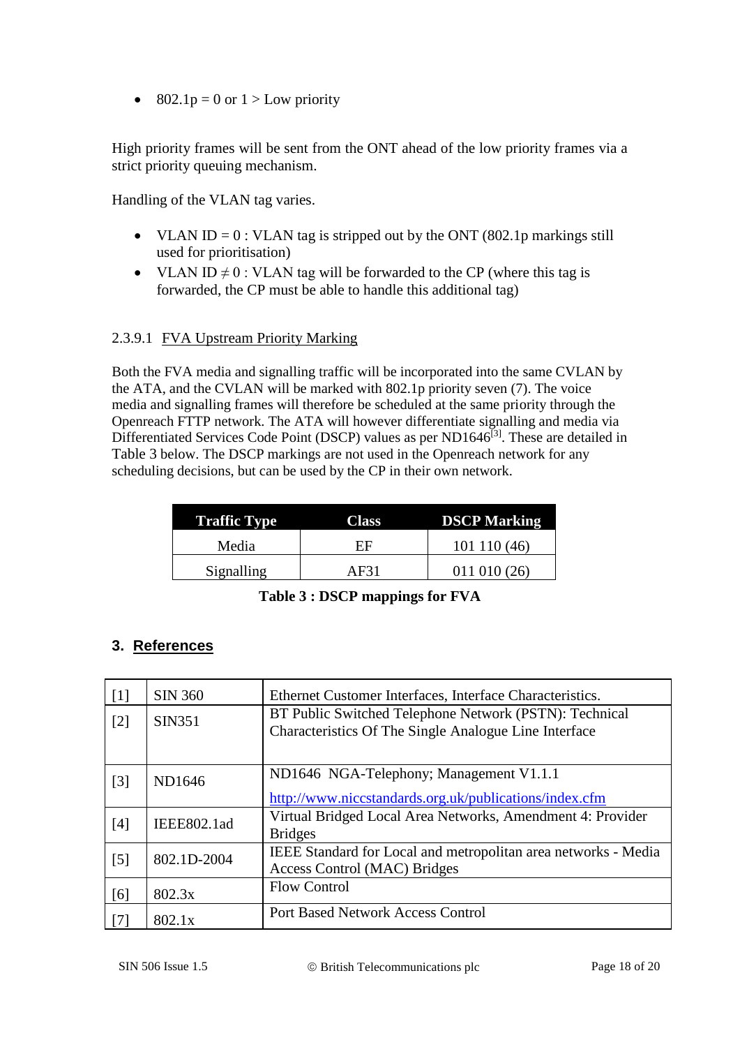- 802.1p = 0 or 1 > Low priority

High priority frames will be sent from the ONT ahead of the low priority frames via a strict priority queuing mechanism.

Handling of the VLAN tag varies.

- VLAN ID = 0 : VLAN tag is stripped out by the ONT (802.1p markings still used for prioritisation)
- VLAN ID ≠ 0 : VLAN tag will be forwarded to the CP (where this tag is forwarded, the CP must be able to handle this additional tag)

#### 2.3.9.1 FVA Upstream Priority Marking

Both the FVA media and signalling traffic will be incorporated into the same CVLAN by the ATA, and the CVLAN will be marked with 802.1p priority seven (7). The voice media and signalling frames will therefore be scheduled at the same priority through the Openreach FTTP network. The ATA will however differentiate signalling and media via Differentiated Services Code Point (DSCP) values as per ND1646[3]. These are detailed in Table 3 below. The DSCP markings are not used in the Openreach network for any scheduling decisions, but can be used by the CP in their own network.

| Traffic Type | Class | DSCP Marking |
|---|---|---|
| Media | EF | 101 110 (46) |
| Signalling | AF31 | 011 010 (26) |

**Table 3 : DSCP mappings for FVA**

## 3. References

| | | |
|---|---|---|
| [1] | SIN 360 | Ethernet Customer Interfaces, Interface Characteristics. |
| [2] | SIN351 | BT Public Switched Telephone Network (PSTN): Technical Characteristics Of The Single Analogue Line Interface |
| [3] | ND1646 | ND1646 NGA-Telephony; Management V1.1.1 http://www.niccstandards.org.uk/publications/index.cfm |
| [4] | IEEE802.1ad | Virtual Bridged Local Area Networks, Amendment 4: Provider Bridges |
| [5] | 802.1D-2004 | IEEE Standard for Local and metropolitan area networks - Media Access Control (MAC) Bridges |
| [6] | 802.3x | Flow Control |
| [7] | 802.1x | Port Based Network Access Control |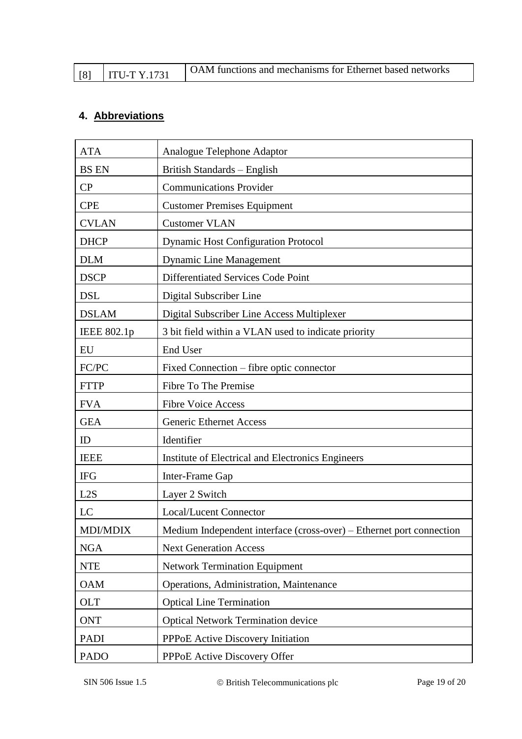| [8] | ITU-T Y.1731 | OAM functions and mechanisms for Ethernet based networks |
|---|---|---|

## 4. Abbreviations

| ATA | Analogue Telephone Adaptor |
|---|---|
| BS EN | British Standards – English |
| CP | Communications Provider |
| CPE | Customer Premises Equipment |
| CVLAN | Customer VLAN |
| DHCP | Dynamic Host Configuration Protocol |
| DLM | Dynamic Line Management |
| DSCP | Differentiated Services Code Point |
| DSL | Digital Subscriber Line |
| DSLAM | Digital Subscriber Line Access Multiplexer |
| IEEE 802.1p | 3 bit field within a VLAN used to indicate priority |
| EU | End User |
| FC/PC | Fixed Connection – fibre optic connector |
| FTTP | Fibre To The Premise |
| FVA | Fibre Voice Access |
| GEA | Generic Ethernet Access |
| ID | Identifier |
| IEEE | Institute of Electrical and Electronics Engineers |
| IFG | Inter-Frame Gap |
| L2S | Layer 2 Switch |
| LC | Local/Lucent Connector |
| MDI/MDIX | Medium Independent interface (cross-over) – Ethernet port connection |
| NGA | Next Generation Access |
| NTE | Network Termination Equipment |
| OAM | Operations, Administration, Maintenance |
| OLT | Optical Line Termination |
| ONT | Optical Network Termination device |
| PADI | PPPoE Active Discovery Initiation |
| PADO | PPPoE Active Discovery Offer |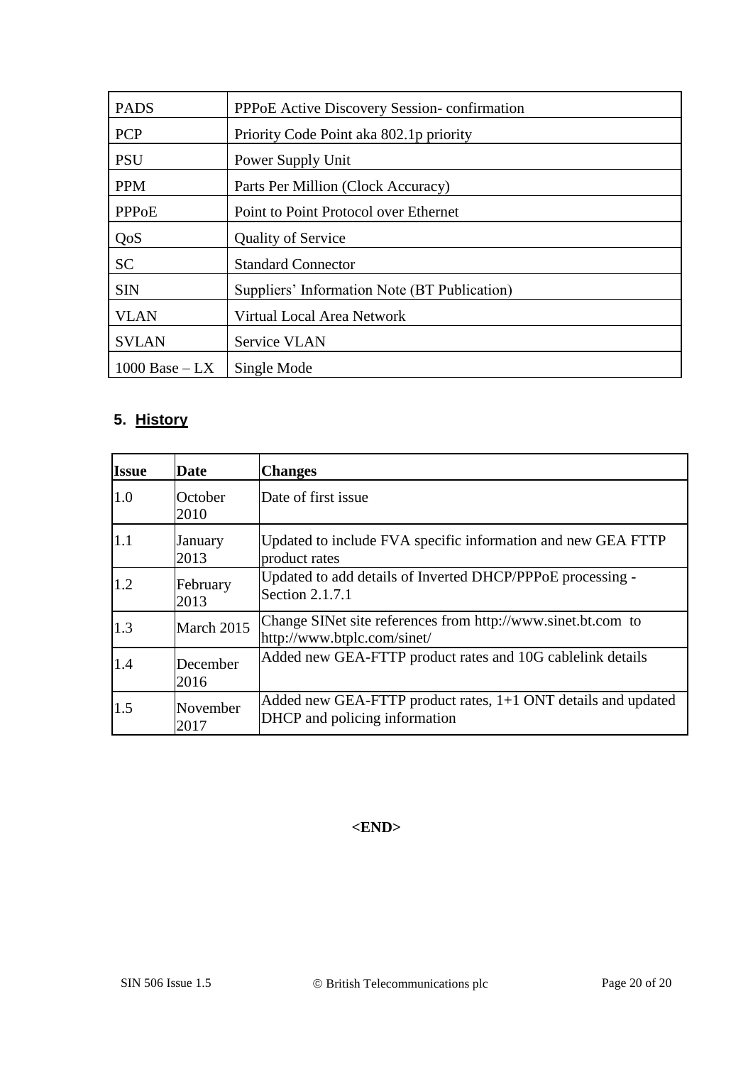| | |
|---|---|
| PADS | PPPoE Active Discovery Session- confirmation |
| PCP | Priority Code Point aka 802.1p priority |
| PSU | Power Supply Unit |
| PPM | Parts Per Million (Clock Accuracy) |
| PPPoE | Point to Point Protocol over Ethernet |
| QoS | Quality of Service |
| SC | Standard Connector |
| SIN | Suppliers' Information Note (BT Publication) |
| VLAN | Virtual Local Area Network |
| SVLAN | Service VLAN |
| 1000 Base – LX | Single Mode |

## 5. History

| Issue | Date | Changes |
|---|---|---|
| 1.0 | October 2010 | Date of first issue |
| 1.1 | January 2013 | Updated to include FVA specific information and new GEA FTTP product rates |
| 1.2 | February 2013 | Updated to add details of Inverted DHCP/PPPoE processing - Section 2.1.7.1 |
| 1.3 | March 2015 | Change SINet site references from http://www.sinet.bt.com to http://www.btplc.com/sinet/ |
| 1.4 | December 2016 | Added new GEA-FTTP product rates and 10G cablelink details |
| 1.5 | November 2017 | Added new GEA-FTTP product rates, 1+1 ONT details and updated DHCP and policing information |

**<END>**